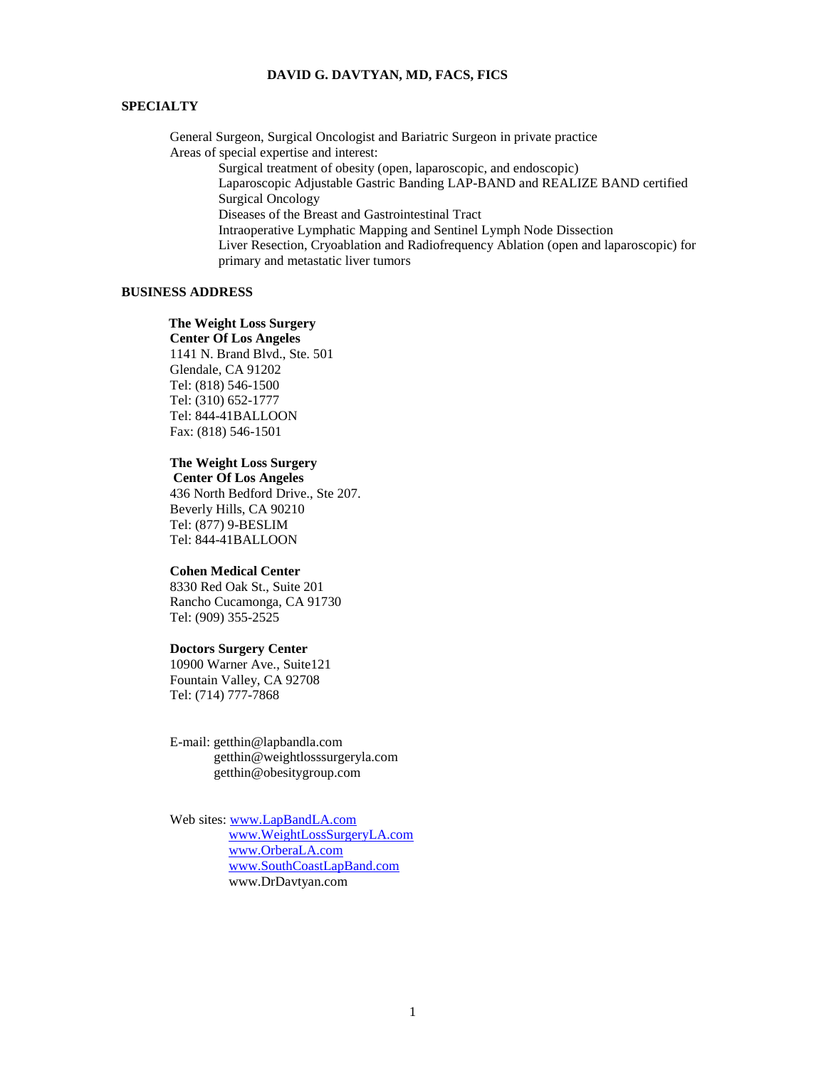# DAVID G. DAVTYAN, MD, FACS, FICS

## SPECIALTY

General Surgeon, Surgical Oncologist and Bariatric Surgeon in private practice
Areas of special expertise and interest:

- Surgical treatment of obesity (open, laparoscopic, and endoscopic)
- Laparoscopic Adjustable Gastric Banding LAP-BAND and REALIZE BAND certified
- Surgical Oncology
- Diseases of the Breast and Gastrointestinal Tract
- Intraoperative Lymphatic Mapping and Sentinel Lymph Node Dissection
- Liver Resection, Cryoablation and Radiofrequency Ablation (open and laparoscopic) for primary and metastatic liver tumors

## BUSINESS ADDRESS

**The Weight Loss Surgery Center Of Los Angeles**
1141 N. Brand Blvd., Ste. 501
Glendale, CA 91202
Tel: (818) 546-1500
Tel: (310) 652-1777
Tel: 844-41BALLOON
Fax: (818) 546-1501

**The Weight Loss Surgery Center Of Los Angeles**
436 North Bedford Drive., Ste 207.
Beverly Hills, CA 90210
Tel: (877) 9-BESLIM
Tel: 844-41BALLOON

**Cohen Medical Center**
8330 Red Oak St., Suite 201
Rancho Cucamonga, CA 91730
Tel: (909) 355-2525

**Doctors Surgery Center**
10900 Warner Ave., Suite121
Fountain Valley, CA 92708
Tel: (714) 777-7868

E-mail: getthin@lapbandla.com
getthin@weightlosssurgeryla.com
getthin@obesitygroup.com

Web sites: www.LapBandLA.com
www.WeightLossSurgeryLA.com
www.OrberaLA.com
www.SouthCoastLapBand.com
www.DrDavtyan.com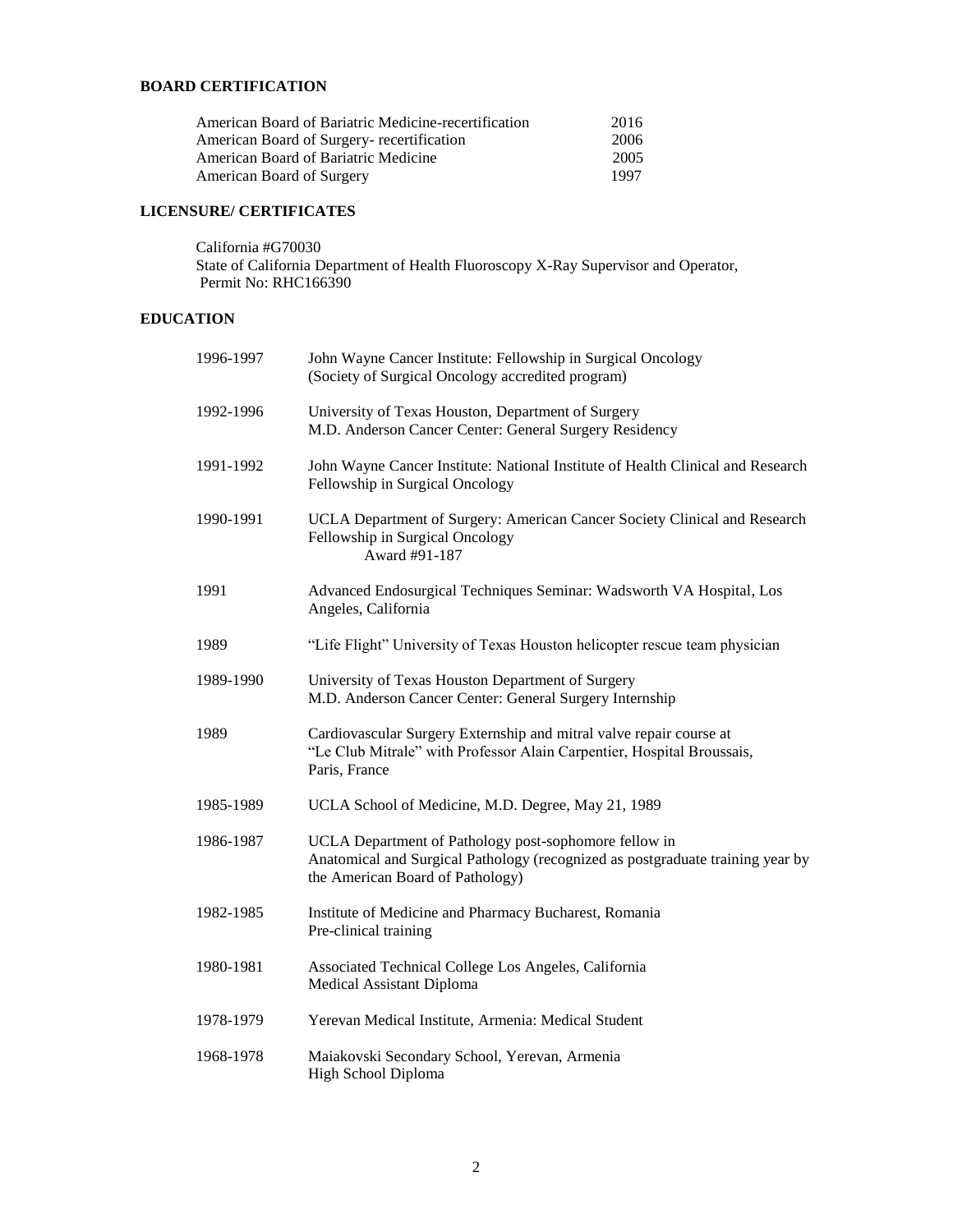## BOARD CERTIFICATION

| | |
|---|---|
| American Board of Bariatric Medicine-recertification | 2016 |
| American Board of Surgery- recertification | 2006 |
| American Board of Bariatric Medicine | 2005 |
| American Board of Surgery | 1997 |

## LICENSURE/ CERTIFICATES

California #G70030
State of California Department of Health Fluoroscopy X-Ray Supervisor and Operator, Permit No: RHC166390

## EDUCATION

| | |
|---|---|
| 1996-1997 | John Wayne Cancer Institute: Fellowship in Surgical Oncology (Society of Surgical Oncology accredited program) |
| 1992-1996 | University of Texas Houston, Department of Surgery M.D. Anderson Cancer Center: General Surgery Residency |
| 1991-1992 | John Wayne Cancer Institute: National Institute of Health Clinical and Research Fellowship in Surgical Oncology |
| 1990-1991 | UCLA Department of Surgery: American Cancer Society Clinical and Research Fellowship in Surgical Oncology Award #91-187 |
| 1991 | Advanced Endosurgical Techniques Seminar: Wadsworth VA Hospital, Los Angeles, California |
| 1989 | "Life Flight" University of Texas Houston helicopter rescue team physician |
| 1989-1990 | University of Texas Houston Department of Surgery M.D. Anderson Cancer Center: General Surgery Internship |
| 1989 | Cardiovascular Surgery Externship and mitral valve repair course at "Le Club Mitrale" with Professor Alain Carpentier, Hospital Broussais, Paris, France |
| 1985-1989 | UCLA School of Medicine, M.D. Degree, May 21, 1989 |
| 1986-1987 | UCLA Department of Pathology post-sophomore fellow in Anatomical and Surgical Pathology (recognized as postgraduate training year by the American Board of Pathology) |
| 1982-1985 | Institute of Medicine and Pharmacy Bucharest, Romania Pre-clinical training |
| 1980-1981 | Associated Technical College Los Angeles, California Medical Assistant Diploma |
| 1978-1979 | Yerevan Medical Institute, Armenia: Medical Student |
| 1968-1978 | Maiakovski Secondary School, Yerevan, Armenia High School Diploma |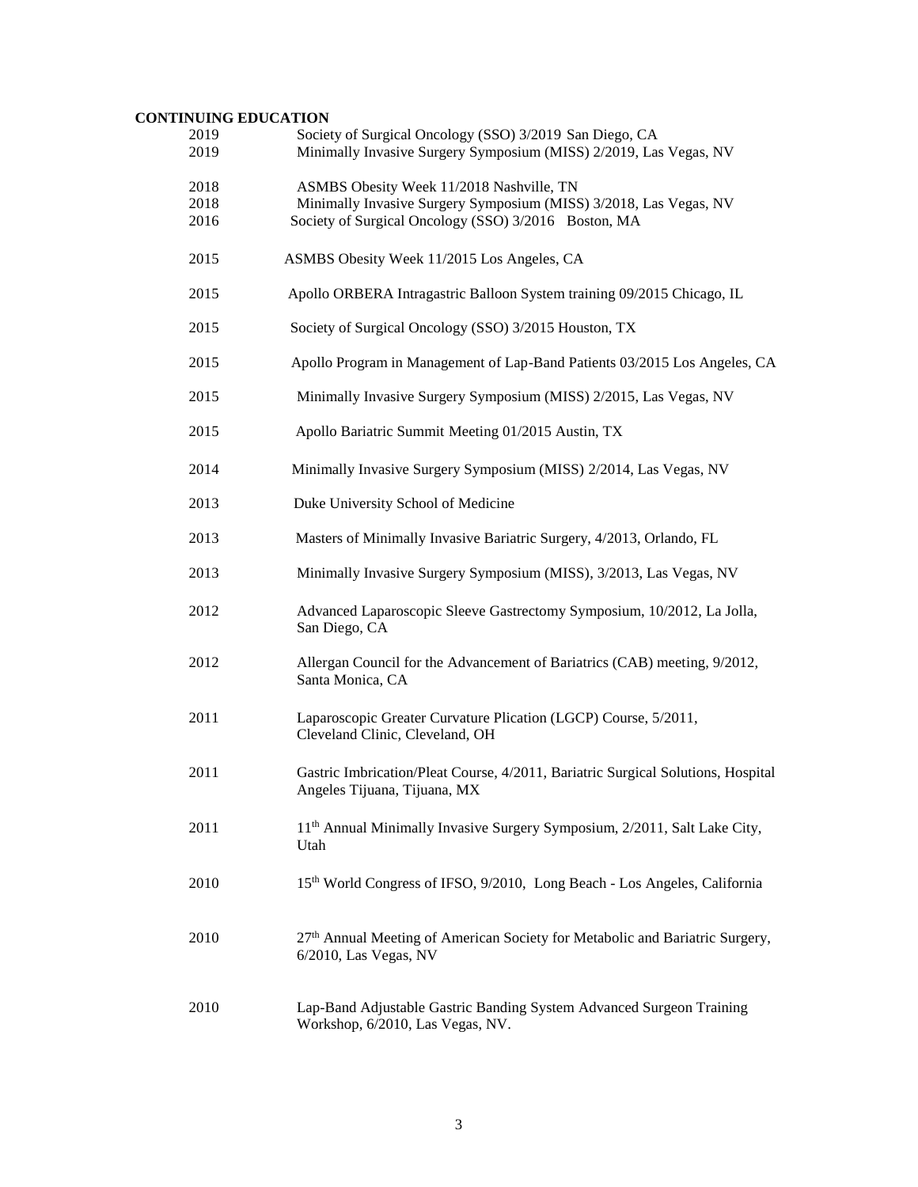**CONTINUING EDUCATION**

| | |
|---|---|
| 2019 | Society of Surgical Oncology (SSO) 3/2019 San Diego, CA |
| 2019 | Minimally Invasive Surgery Symposium (MISS) 2/2019, Las Vegas, NV |
| 2018 | ASMBS Obesity Week 11/2018 Nashville, TN |
| 2018 | Minimally Invasive Surgery Symposium (MISS) 3/2018, Las Vegas, NV |
| 2016 | Society of Surgical Oncology (SSO) 3/2016 Boston, MA |
| 2015 | ASMBS Obesity Week 11/2015 Los Angeles, CA |
| 2015 | Apollo ORBERA Intragastric Balloon System training 09/2015 Chicago, IL |
| 2015 | Society of Surgical Oncology (SSO) 3/2015 Houston, TX |
| 2015 | Apollo Program in Management of Lap-Band Patients 03/2015 Los Angeles, CA |
| 2015 | Minimally Invasive Surgery Symposium (MISS) 2/2015, Las Vegas, NV |
| 2015 | Apollo Bariatric Summit Meeting 01/2015 Austin, TX |
| 2014 | Minimally Invasive Surgery Symposium (MISS) 2/2014, Las Vegas, NV |
| 2013 | Duke University School of Medicine |
| 2013 | Masters of Minimally Invasive Bariatric Surgery, 4/2013, Orlando, FL |
| 2013 | Minimally Invasive Surgery Symposium (MISS), 3/2013, Las Vegas, NV |
| 2012 | Advanced Laparoscopic Sleeve Gastrectomy Symposium, 10/2012, La Jolla, San Diego, CA |
| 2012 | Allergan Council for the Advancement of Bariatrics (CAB) meeting, 9/2012, Santa Monica, CA |
| 2011 | Laparoscopic Greater Curvature Plication (LGCP) Course, 5/2011, Cleveland Clinic, Cleveland, OH |
| 2011 | Gastric Imbrication/Pleat Course, 4/2011, Bariatric Surgical Solutions, Hospital Angeles Tijuana, Tijuana, MX |
| 2011 | 11th Annual Minimally Invasive Surgery Symposium, 2/2011, Salt Lake City, Utah |
| 2010 | 15th World Congress of IFSO, 9/2010, Long Beach - Los Angeles, California |
| 2010 | 27th Annual Meeting of American Society for Metabolic and Bariatric Surgery, 6/2010, Las Vegas, NV |
| 2010 | Lap-Band Adjustable Gastric Banding System Advanced Surgeon Training Workshop, 6/2010, Las Vegas, NV. |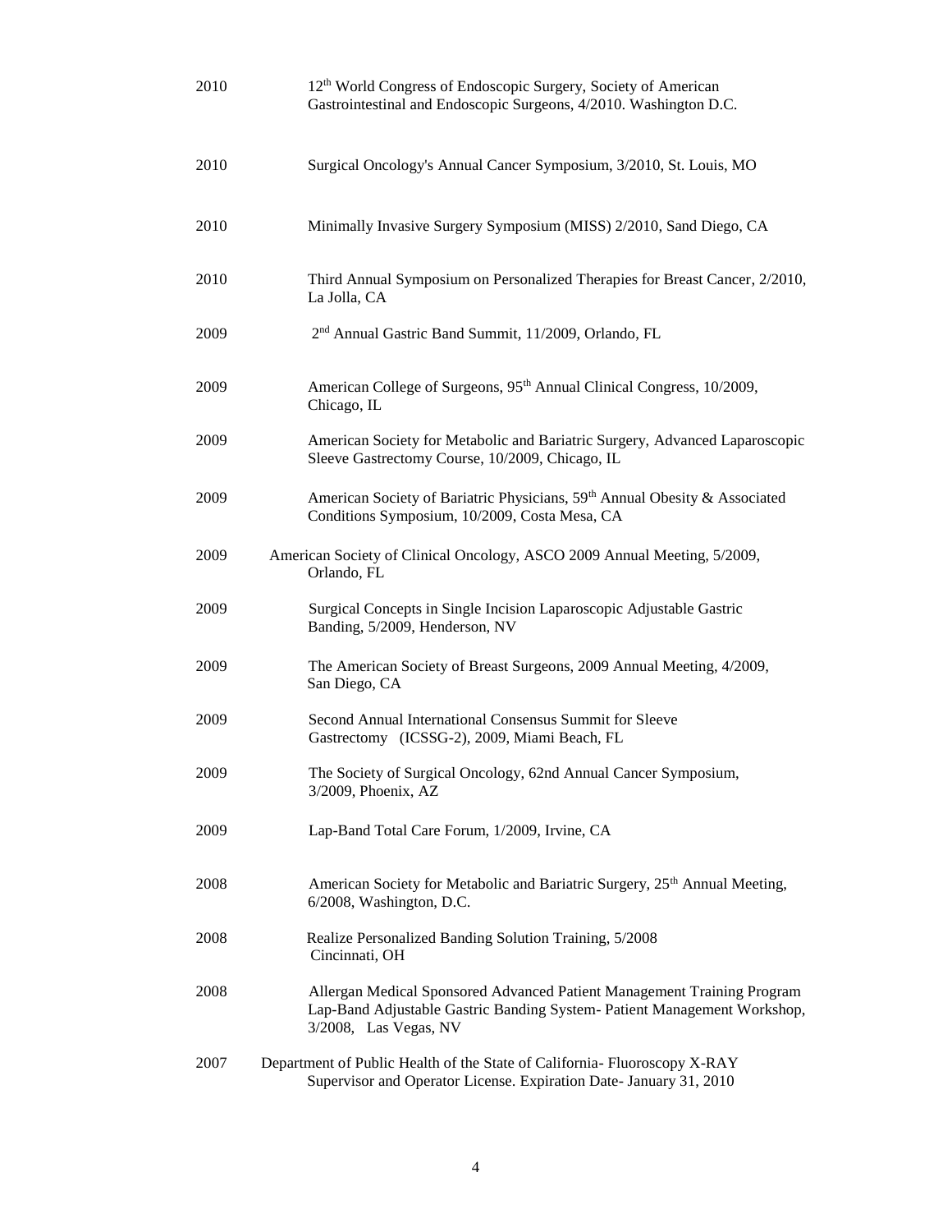2010 12th World Congress of Endoscopic Surgery, Society of American Gastrointestinal and Endoscopic Surgeons, 4/2010. Washington D.C.

2010 Surgical Oncology's Annual Cancer Symposium, 3/2010, St. Louis, MO

2010 Minimally Invasive Surgery Symposium (MISS) 2/2010, Sand Diego, CA

2010 Third Annual Symposium on Personalized Therapies for Breast Cancer, 2/2010, La Jolla, CA

2009 2nd Annual Gastric Band Summit, 11/2009, Orlando, FL

2009 American College of Surgeons, 95th Annual Clinical Congress, 10/2009, Chicago, IL

2009 American Society for Metabolic and Bariatric Surgery, Advanced Laparoscopic Sleeve Gastrectomy Course, 10/2009, Chicago, IL

2009 American Society of Bariatric Physicians, 59th Annual Obesity & Associated Conditions Symposium, 10/2009, Costa Mesa, CA

2009 American Society of Clinical Oncology, ASCO 2009 Annual Meeting, 5/2009, Orlando, FL

2009 Surgical Concepts in Single Incision Laparoscopic Adjustable Gastric Banding, 5/2009, Henderson, NV

2009 The American Society of Breast Surgeons, 2009 Annual Meeting, 4/2009, San Diego, CA

2009 Second Annual International Consensus Summit for Sleeve Gastrectomy (ICSSG-2), 2009, Miami Beach, FL

2009 The Society of Surgical Oncology, 62nd Annual Cancer Symposium, 3/2009, Phoenix, AZ

2009 Lap-Band Total Care Forum, 1/2009, Irvine, CA

2008 American Society for Metabolic and Bariatric Surgery, 25th Annual Meeting, 6/2008, Washington, D.C.

2008 Realize Personalized Banding Solution Training, 5/2008 Cincinnati, OH

2008 Allergan Medical Sponsored Advanced Patient Management Training Program Lap-Band Adjustable Gastric Banding System- Patient Management Workshop, 3/2008, Las Vegas, NV

2007 Department of Public Health of the State of California- Fluoroscopy X-RAY Supervisor and Operator License. Expiration Date- January 31, 2010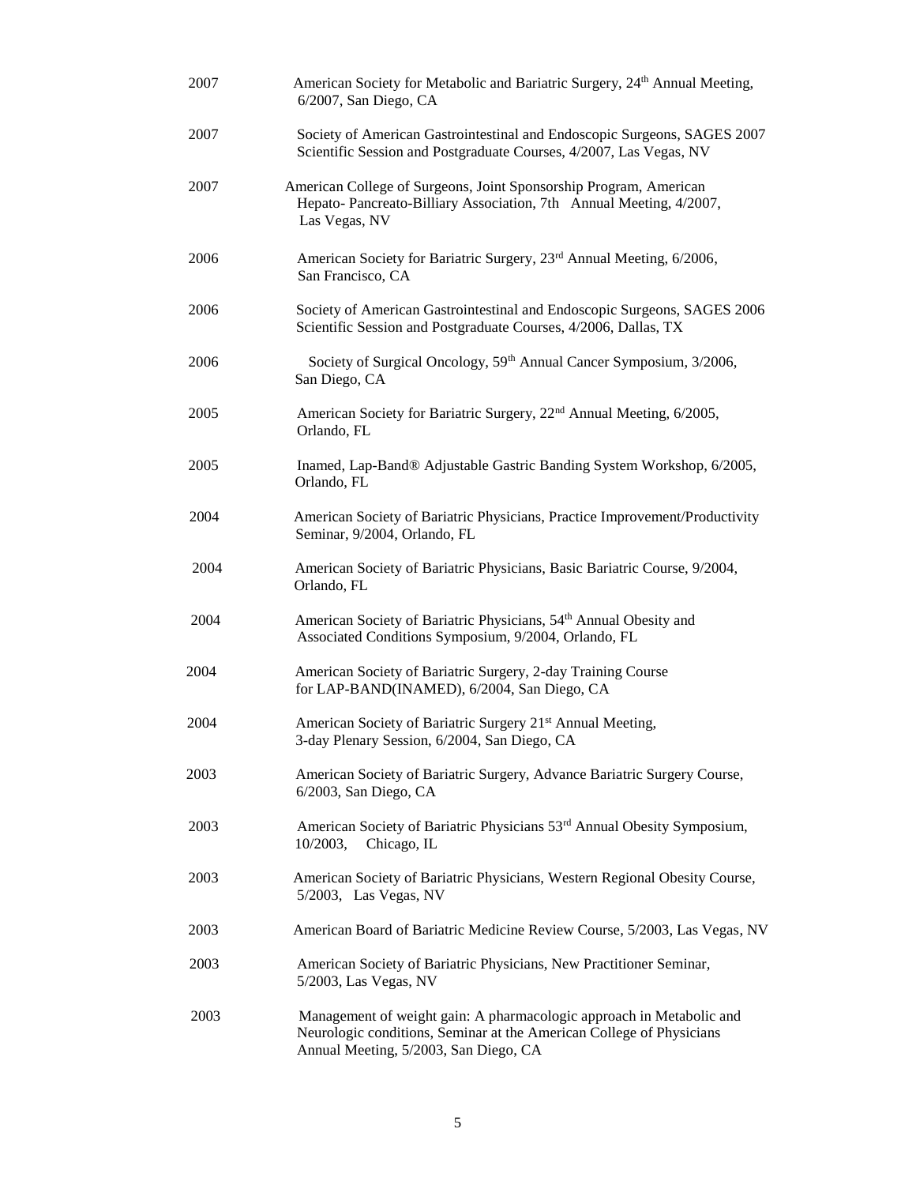| | |
|---|---|
| 2007 | American Society for Metabolic and Bariatric Surgery, 24th Annual Meeting, 6/2007, San Diego, CA |
| 2007 | Society of American Gastrointestinal and Endoscopic Surgeons, SAGES 2007 Scientific Session and Postgraduate Courses, 4/2007, Las Vegas, NV |
| 2007 | American College of Surgeons, Joint Sponsorship Program, American Hepato- Pancreato-Billiary Association, 7th Annual Meeting, 4/2007, Las Vegas, NV |
| 2006 | American Society for Bariatric Surgery, 23rd Annual Meeting, 6/2006, San Francisco, CA |
| 2006 | Society of American Gastrointestinal and Endoscopic Surgeons, SAGES 2006 Scientific Session and Postgraduate Courses, 4/2006, Dallas, TX |
| 2006 | Society of Surgical Oncology, 59th Annual Cancer Symposium, 3/2006, San Diego, CA |
| 2005 | American Society for Bariatric Surgery, 22nd Annual Meeting, 6/2005, Orlando, FL |
| 2005 | Inamed, Lap-Band® Adjustable Gastric Banding System Workshop, 6/2005, Orlando, FL |
| 2004 | American Society of Bariatric Physicians, Practice Improvement/Productivity Seminar, 9/2004, Orlando, FL |
| 2004 | American Society of Bariatric Physicians, Basic Bariatric Course, 9/2004, Orlando, FL |
| 2004 | American Society of Bariatric Physicians, 54th Annual Obesity and Associated Conditions Symposium, 9/2004, Orlando, FL |
| 2004 | American Society of Bariatric Surgery, 2-day Training Course for LAP-BAND(INAMED), 6/2004, San Diego, CA |
| 2004 | American Society of Bariatric Surgery 21st Annual Meeting, 3-day Plenary Session, 6/2004, San Diego, CA |
| 2003 | American Society of Bariatric Surgery, Advance Bariatric Surgery Course, 6/2003, San Diego, CA |
| 2003 | American Society of Bariatric Physicians 53rd Annual Obesity Symposium, 10/2003, Chicago, IL |
| 2003 | American Society of Bariatric Physicians, Western Regional Obesity Course, 5/2003, Las Vegas, NV |
| 2003 | American Board of Bariatric Medicine Review Course, 5/2003, Las Vegas, NV |
| 2003 | American Society of Bariatric Physicians, New Practitioner Seminar, 5/2003, Las Vegas, NV |
| 2003 | Management of weight gain: A pharmacologic approach in Metabolic and Neurologic conditions, Seminar at the American College of Physicians Annual Meeting, 5/2003, San Diego, CA |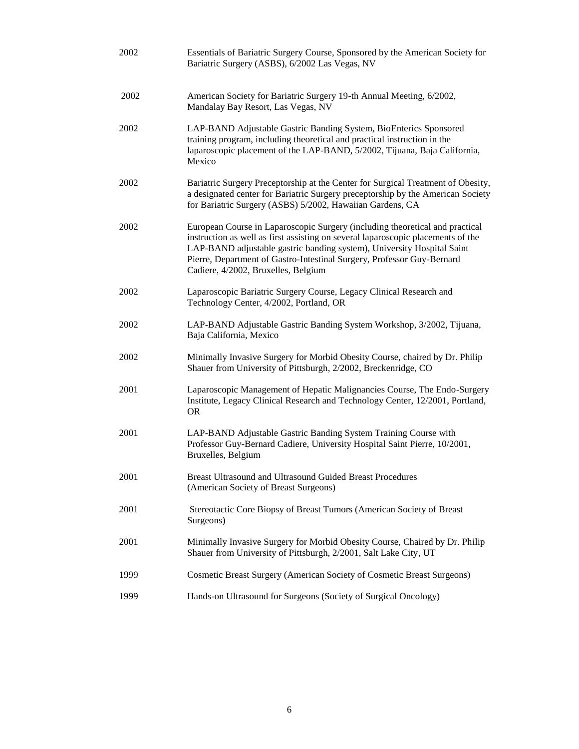| | |
|---|---|
| 2002 | Essentials of Bariatric Surgery Course, Sponsored by the American Society for Bariatric Surgery (ASBS), 6/2002 Las Vegas, NV |
| 2002 | American Society for Bariatric Surgery 19-th Annual Meeting, 6/2002, Mandalay Bay Resort, Las Vegas, NV |
| 2002 | LAP-BAND Adjustable Gastric Banding System, BioEnterics Sponsored training program, including theoretical and practical instruction in the laparoscopic placement of the LAP-BAND, 5/2002, Tijuana, Baja California, Mexico |
| 2002 | Bariatric Surgery Preceptorship at the Center for Surgical Treatment of Obesity, a designated center for Bariatric Surgery preceptorship by the American Society for Bariatric Surgery (ASBS) 5/2002, Hawaiian Gardens, CA |
| 2002 | European Course in Laparoscopic Surgery (including theoretical and practical instruction as well as first assisting on several laparoscopic placements of the LAP-BAND adjustable gastric banding system), University Hospital Saint Pierre, Department of Gastro-Intestinal Surgery, Professor Guy-Bernard Cadiere, 4/2002, Bruxelles, Belgium |
| 2002 | Laparoscopic Bariatric Surgery Course, Legacy Clinical Research and Technology Center, 4/2002, Portland, OR |
| 2002 | LAP-BAND Adjustable Gastric Banding System Workshop, 3/2002, Tijuana, Baja California, Mexico |
| 2002 | Minimally Invasive Surgery for Morbid Obesity Course, chaired by Dr. Philip Shauer from University of Pittsburgh, 2/2002, Breckenridge, CO |
| 2001 | Laparoscopic Management of Hepatic Malignancies Course, The Endo-Surgery Institute, Legacy Clinical Research and Technology Center, 12/2001, Portland, OR |
| 2001 | LAP-BAND Adjustable Gastric Banding System Training Course with Professor Guy-Bernard Cadiere, University Hospital Saint Pierre, 10/2001, Bruxelles, Belgium |
| 2001 | Breast Ultrasound and Ultrasound Guided Breast Procedures (American Society of Breast Surgeons) |
| 2001 | Stereotactic Core Biopsy of Breast Tumors (American Society of Breast Surgeons) |
| 2001 | Minimally Invasive Surgery for Morbid Obesity Course, Chaired by Dr. Philip Shauer from University of Pittsburgh, 2/2001, Salt Lake City, UT |
| 1999 | Cosmetic Breast Surgery (American Society of Cosmetic Breast Surgeons) |
| 1999 | Hands-on Ultrasound for Surgeons (Society of Surgical Oncology) |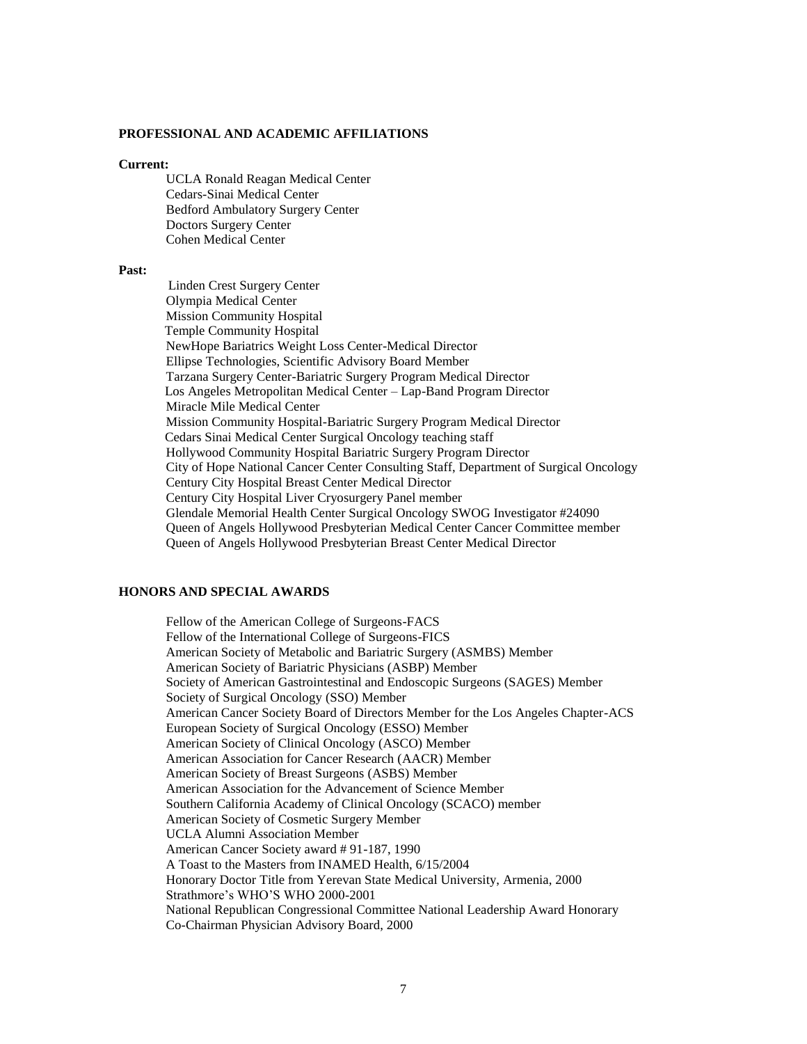## PROFESSIONAL AND ACADEMIC AFFILIATIONS

**Current:**

UCLA Ronald Reagan Medical Center
Cedars-Sinai Medical Center
Bedford Ambulatory Surgery Center
Doctors Surgery Center
Cohen Medical Center

**Past:**

Linden Crest Surgery Center
Olympia Medical Center
Mission Community Hospital
Temple Community Hospital
NewHope Bariatrics Weight Loss Center-Medical Director
Ellipse Technologies, Scientific Advisory Board Member
Tarzana Surgery Center-Bariatric Surgery Program Medical Director
Los Angeles Metropolitan Medical Center – Lap-Band Program Director
Miracle Mile Medical Center
Mission Community Hospital-Bariatric Surgery Program Medical Director
Cedars Sinai Medical Center Surgical Oncology teaching staff
Hollywood Community Hospital Bariatric Surgery Program Director
City of Hope National Cancer Center Consulting Staff, Department of Surgical Oncology
Century City Hospital Breast Center Medical Director
Century City Hospital Liver Cryosurgery Panel member
Glendale Memorial Health Center Surgical Oncology SWOG Investigator #24090
Queen of Angels Hollywood Presbyterian Medical Center Cancer Committee member
Queen of Angels Hollywood Presbyterian Breast Center Medical Director

## HONORS AND SPECIAL AWARDS

Fellow of the American College of Surgeons-FACS
Fellow of the International College of Surgeons-FICS
American Society of Metabolic and Bariatric Surgery (ASMBS) Member
American Society of Bariatric Physicians (ASBP) Member
Society of American Gastrointestinal and Endoscopic Surgeons (SAGES) Member
Society of Surgical Oncology (SSO) Member
American Cancer Society Board of Directors Member for the Los Angeles Chapter-ACS
European Society of Surgical Oncology (ESSO) Member
American Society of Clinical Oncology (ASCO) Member
American Association for Cancer Research (AACR) Member
American Society of Breast Surgeons (ASBS) Member
American Association for the Advancement of Science Member
Southern California Academy of Clinical Oncology (SCACO) member
American Society of Cosmetic Surgery Member
UCLA Alumni Association Member
American Cancer Society award # 91-187, 1990
A Toast to the Masters from INAMED Health, 6/15/2004
Honorary Doctor Title from Yerevan State Medical University, Armenia, 2000
Strathmore's WHO'S WHO 2000-2001
National Republican Congressional Committee National Leadership Award Honorary Co-Chairman Physician Advisory Board, 2000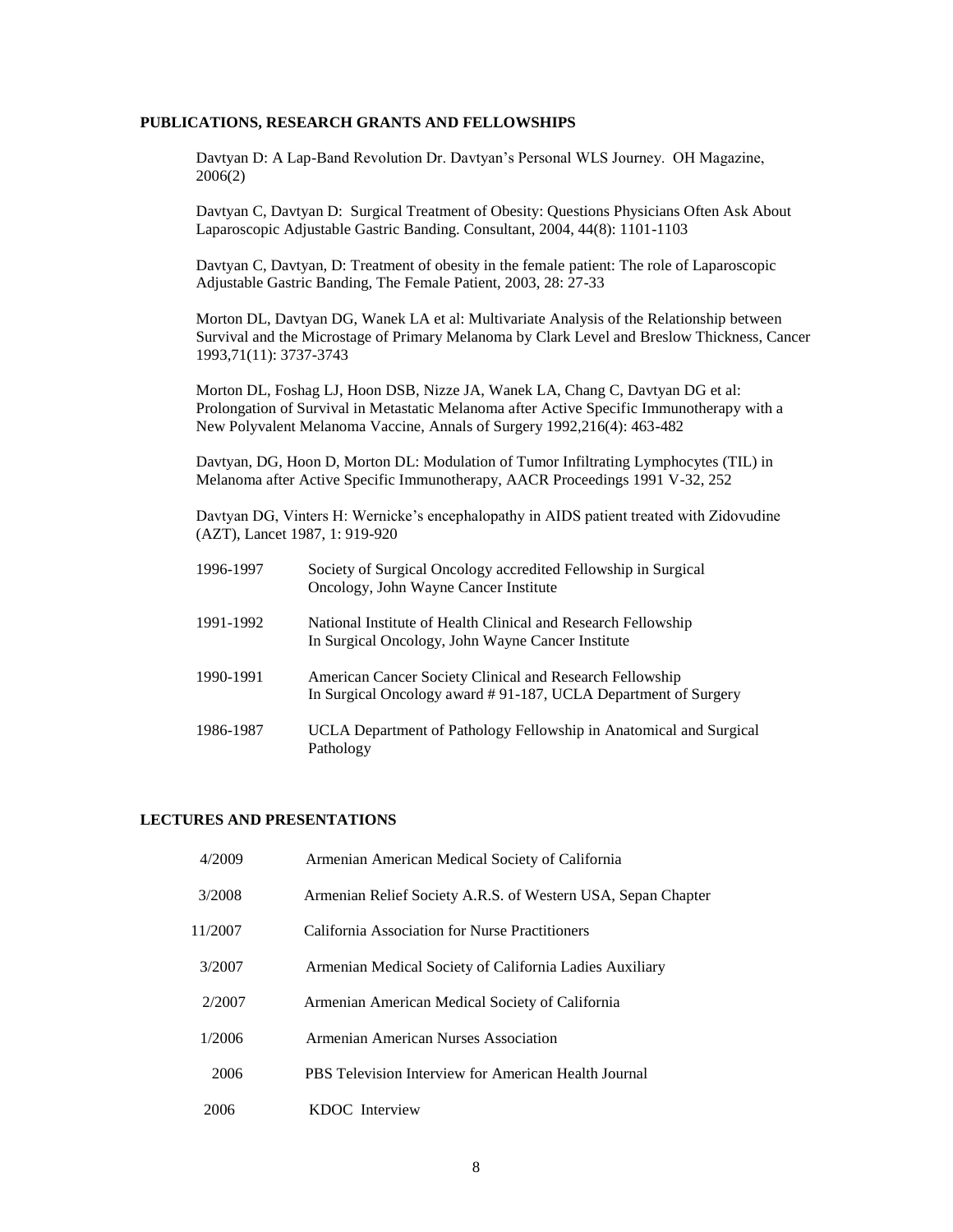## PUBLICATIONS, RESEARCH GRANTS AND FELLOWSHIPS

Davtyan D: A Lap-Band Revolution Dr. Davtyan's Personal WLS Journey. OH Magazine, 2006(2)

Davtyan C, Davtyan D: Surgical Treatment of Obesity: Questions Physicians Often Ask About Laparoscopic Adjustable Gastric Banding. Consultant, 2004, 44(8): 1101-1103

Davtyan C, Davtyan, D: Treatment of obesity in the female patient: The role of Laparoscopic Adjustable Gastric Banding, The Female Patient, 2003, 28: 27-33

Morton DL, Davtyan DG, Wanek LA et al: Multivariate Analysis of the Relationship between Survival and the Microstage of Primary Melanoma by Clark Level and Breslow Thickness, Cancer 1993,71(11): 3737-3743

Morton DL, Foshag LJ, Hoon DSB, Nizze JA, Wanek LA, Chang C, Davtyan DG et al: Prolongation of Survival in Metastatic Melanoma after Active Specific Immunotherapy with a New Polyvalent Melanoma Vaccine, Annals of Surgery 1992,216(4): 463-482

Davtyan, DG, Hoon D, Morton DL: Modulation of Tumor Infiltrating Lymphocytes (TIL) in Melanoma after Active Specific Immunotherapy, AACR Proceedings 1991 V-32, 252

Davtyan DG, Vinters H: Wernicke's encephalopathy in AIDS patient treated with Zidovudine (AZT), Lancet 1987, 1: 919-920

| | |
|---|---|
| 1996-1997 | Society of Surgical Oncology accredited Fellowship in Surgical Oncology, John Wayne Cancer Institute |
| 1991-1992 | National Institute of Health Clinical and Research Fellowship In Surgical Oncology, John Wayne Cancer Institute |
| 1990-1991 | American Cancer Society Clinical and Research Fellowship In Surgical Oncology award # 91-187, UCLA Department of Surgery |
| 1986-1987 | UCLA Department of Pathology Fellowship in Anatomical and Surgical Pathology |

## LECTURES AND PRESENTATIONS

| | |
|---|---|
| 4/2009 | Armenian American Medical Society of California |
| 3/2008 | Armenian Relief Society A.R.S. of Western USA, Sepan Chapter |
| 11/2007 | California Association for Nurse Practitioners |
| 3/2007 | Armenian Medical Society of California Ladies Auxiliary |
| 2/2007 | Armenian American Medical Society of California |
| 1/2006 | Armenian American Nurses Association |
| 2006 | PBS Television Interview for American Health Journal |
| 2006 | KDOC Interview |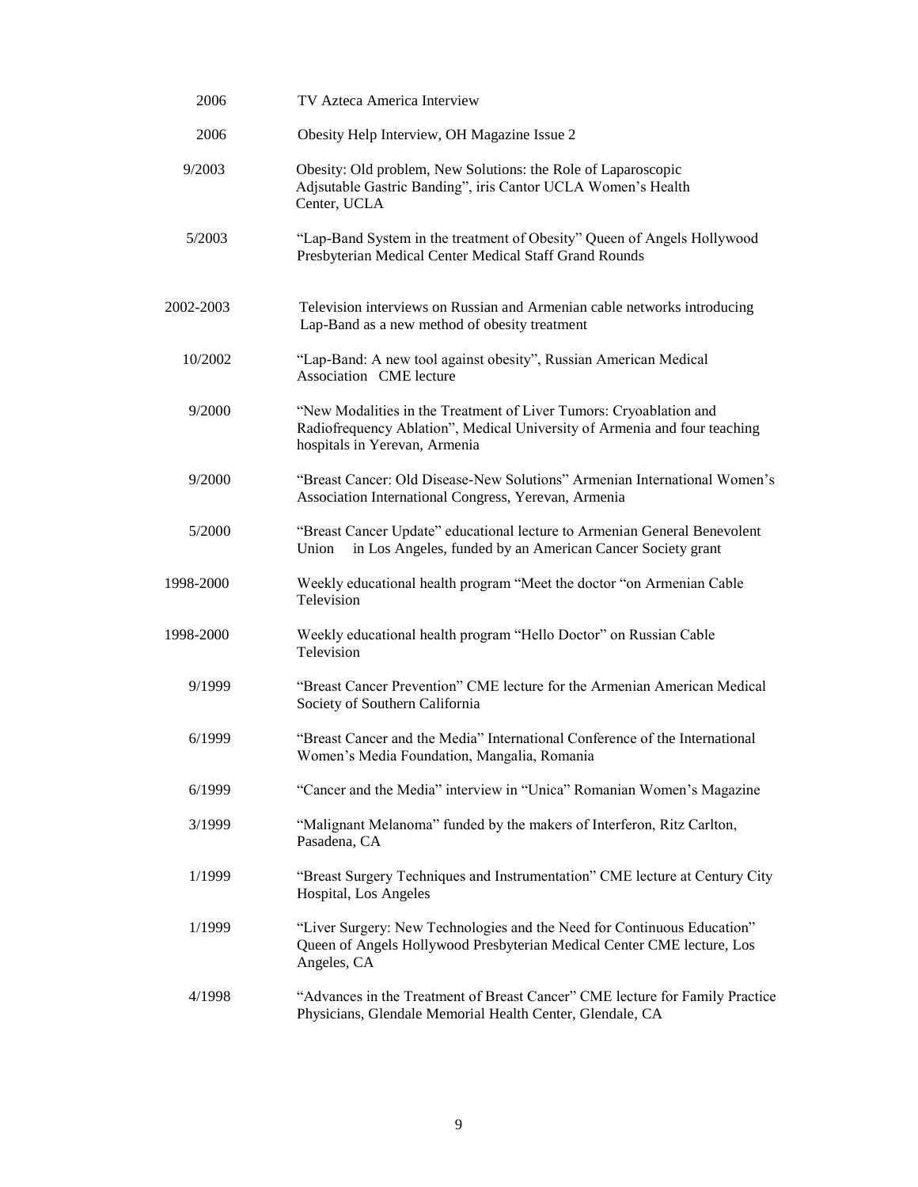| | |
|---|---|
| 2006 | TV Azteca America Interview |
| 2006 | Obesity Help Interview, OH Magazine Issue 2 |
| 9/2003 | Obesity: Old problem, New Solutions: the Role of Laparoscopic Adjsutable Gastric Banding", iris Cantor UCLA Women's Health Center, UCLA |
| 5/2003 | "Lap-Band System in the treatment of Obesity" Queen of Angels Hollywood Presbyterian Medical Center Medical Staff Grand Rounds |
| 2002-2003 | Television interviews on Russian and Armenian cable networks introducing Lap-Band as a new method of obesity treatment |
| 10/2002 | "Lap-Band: A new tool against obesity", Russian American Medical Association CME lecture |
| 9/2000 | "New Modalities in the Treatment of Liver Tumors: Cryoablation and Radiofrequency Ablation", Medical University of Armenia and four teaching hospitals in Yerevan, Armenia |
| 9/2000 | "Breast Cancer: Old Disease-New Solutions" Armenian International Women's Association International Congress, Yerevan, Armenia |
| 5/2000 | "Breast Cancer Update" educational lecture to Armenian General Benevolent Union in Los Angeles, funded by an American Cancer Society grant |
| 1998-2000 | Weekly educational health program "Meet the doctor "on Armenian Cable Television |
| 1998-2000 | Weekly educational health program "Hello Doctor" on Russian Cable Television |
| 9/1999 | "Breast Cancer Prevention" CME lecture for the Armenian American Medical Society of Southern California |
| 6/1999 | "Breast Cancer and the Media" International Conference of the International Women's Media Foundation, Mangalia, Romania |
| 6/1999 | "Cancer and the Media" interview in "Unica" Romanian Women's Magazine |
| 3/1999 | "Malignant Melanoma" funded by the makers of Interferon, Ritz Carlton, Pasadena, CA |
| 1/1999 | "Breast Surgery Techniques and Instrumentation" CME lecture at Century City Hospital, Los Angeles |
| 1/1999 | "Liver Surgery: New Technologies and the Need for Continuous Education" Queen of Angels Hollywood Presbyterian Medical Center CME lecture, Los Angeles, CA |
| 4/1998 | "Advances in the Treatment of Breast Cancer" CME lecture for Family Practice Physicians, Glendale Memorial Health Center, Glendale, CA |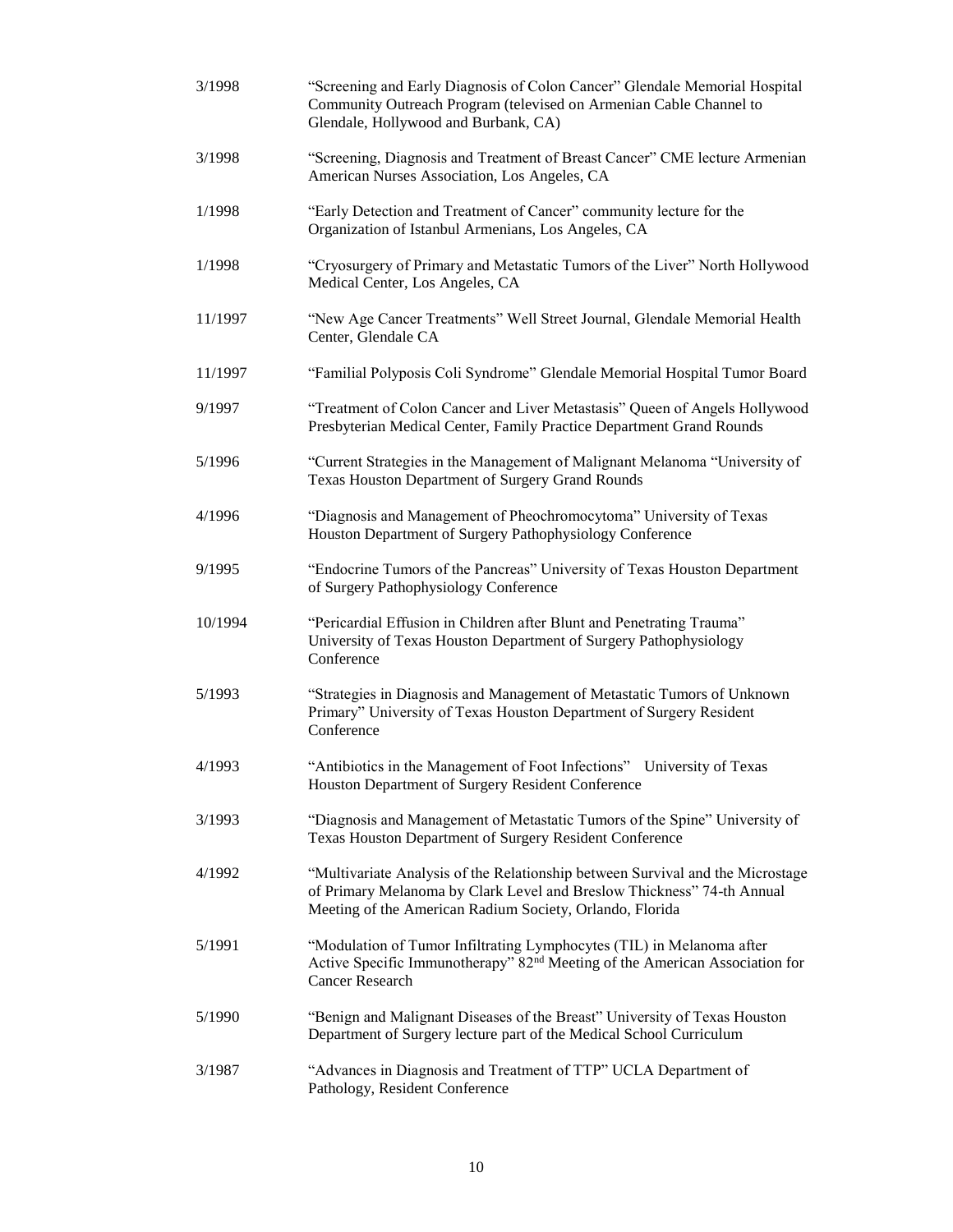| | |
|---|---|
| 3/1998 | "Screening and Early Diagnosis of Colon Cancer" Glendale Memorial Hospital Community Outreach Program (televised on Armenian Cable Channel to Glendale, Hollywood and Burbank, CA) |
| 3/1998 | "Screening, Diagnosis and Treatment of Breast Cancer" CME lecture Armenian American Nurses Association, Los Angeles, CA |
| 1/1998 | "Early Detection and Treatment of Cancer" community lecture for the Organization of Istanbul Armenians, Los Angeles, CA |
| 1/1998 | "Cryosurgery of Primary and Metastatic Tumors of the Liver" North Hollywood Medical Center, Los Angeles, CA |
| 11/1997 | "New Age Cancer Treatments" Well Street Journal, Glendale Memorial Health Center, Glendale CA |
| 11/1997 | "Familial Polyposis Coli Syndrome" Glendale Memorial Hospital Tumor Board |
| 9/1997 | "Treatment of Colon Cancer and Liver Metastasis" Queen of Angels Hollywood Presbyterian Medical Center, Family Practice Department Grand Rounds |
| 5/1996 | "Current Strategies in the Management of Malignant Melanoma "University of Texas Houston Department of Surgery Grand Rounds |
| 4/1996 | "Diagnosis and Management of Pheochromocytoma" University of Texas Houston Department of Surgery Pathophysiology Conference |
| 9/1995 | "Endocrine Tumors of the Pancreas" University of Texas Houston Department of Surgery Pathophysiology Conference |
| 10/1994 | "Pericardial Effusion in Children after Blunt and Penetrating Trauma" University of Texas Houston Department of Surgery Pathophysiology Conference |
| 5/1993 | "Strategies in Diagnosis and Management of Metastatic Tumors of Unknown Primary" University of Texas Houston Department of Surgery Resident Conference |
| 4/1993 | "Antibiotics in the Management of Foot Infections" University of Texas Houston Department of Surgery Resident Conference |
| 3/1993 | "Diagnosis and Management of Metastatic Tumors of the Spine" University of Texas Houston Department of Surgery Resident Conference |
| 4/1992 | "Multivariate Analysis of the Relationship between Survival and the Microstage of Primary Melanoma by Clark Level and Breslow Thickness" 74-th Annual Meeting of the American Radium Society, Orlando, Florida |
| 5/1991 | "Modulation of Tumor Infiltrating Lymphocytes (TIL) in Melanoma after Active Specific Immunotherapy" 82nd Meeting of the American Association for Cancer Research |
| 5/1990 | "Benign and Malignant Diseases of the Breast" University of Texas Houston Department of Surgery lecture part of the Medical School Curriculum |
| 3/1987 | "Advances in Diagnosis and Treatment of TTP" UCLA Department of Pathology, Resident Conference |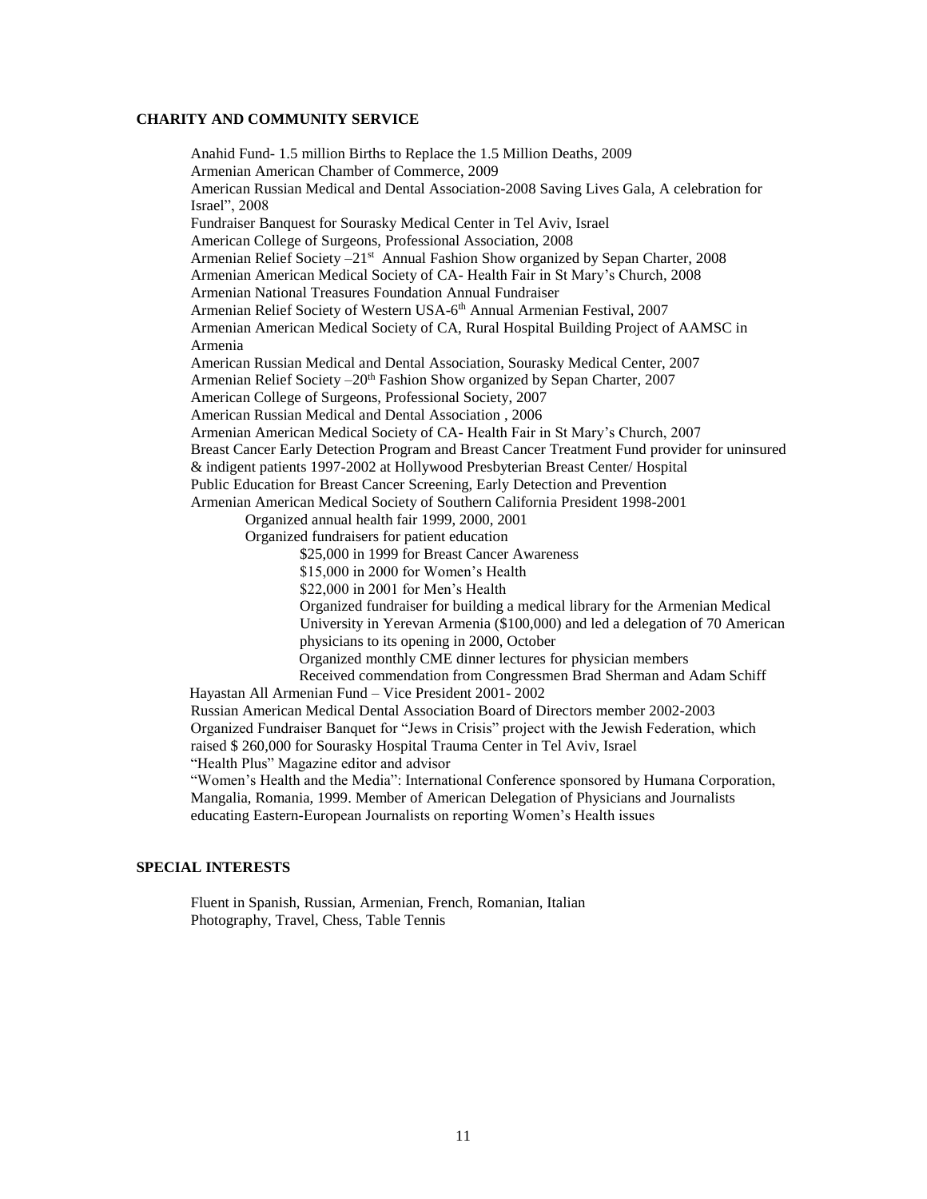## CHARITY AND COMMUNITY SERVICE

Anahid Fund- 1.5 million Births to Replace the 1.5 Million Deaths, 2009
Armenian American Chamber of Commerce, 2009
American Russian Medical and Dental Association-2008 Saving Lives Gala, A celebration for Israel", 2008
Fundraiser Banquest for Sourasky Medical Center in Tel Aviv, Israel
American College of Surgeons, Professional Association, 2008
Armenian Relief Society –21st Annual Fashion Show organized by Sepan Charter, 2008
Armenian American Medical Society of CA- Health Fair in St Mary's Church, 2008
Armenian National Treasures Foundation Annual Fundraiser
Armenian Relief Society of Western USA-6th Annual Armenian Festival, 2007
Armenian American Medical Society of CA, Rural Hospital Building Project of AAMSC in Armenia
American Russian Medical and Dental Association, Sourasky Medical Center, 2007
Armenian Relief Society –20th Fashion Show organized by Sepan Charter, 2007
American College of Surgeons, Professional Society, 2007
American Russian Medical and Dental Association , 2006
Armenian American Medical Society of CA- Health Fair in St Mary's Church, 2007
Breast Cancer Early Detection Program and Breast Cancer Treatment Fund provider for uninsured & indigent patients 1997-2002 at Hollywood Presbyterian Breast Center/ Hospital
Public Education for Breast Cancer Screening, Early Detection and Prevention
Armenian American Medical Society of Southern California President 1998-2001

- Organized annual health fair 1999, 2000, 2001
- Organized fundraisers for patient education
  - $25,000 in 1999 for Breast Cancer Awareness
  - $15,000 in 2000 for Women's Health
  - $22,000 in 2001 for Men's Health
  - Organized fundraiser for building a medical library for the Armenian Medical University in Yerevan Armenia ($100,000) and led a delegation of 70 American physicians to its opening in 2000, October
  - Organized monthly CME dinner lectures for physician members
  - Received commendation from Congressmen Brad Sherman and Adam Schiff

Hayastan All Armenian Fund – Vice President 2001- 2002
Russian American Medical Dental Association Board of Directors member 2002-2003
Organized Fundraiser Banquet for "Jews in Crisis" project with the Jewish Federation, which raised $ 260,000 for Sourasky Hospital Trauma Center in Tel Aviv, Israel
"Health Plus" Magazine editor and advisor
"Women's Health and the Media": International Conference sponsored by Humana Corporation, Mangalia, Romania, 1999. Member of American Delegation of Physicians and Journalists educating Eastern-European Journalists on reporting Women's Health issues

## SPECIAL INTERESTS

Fluent in Spanish, Russian, Armenian, French, Romanian, Italian
Photography, Travel, Chess, Table Tennis